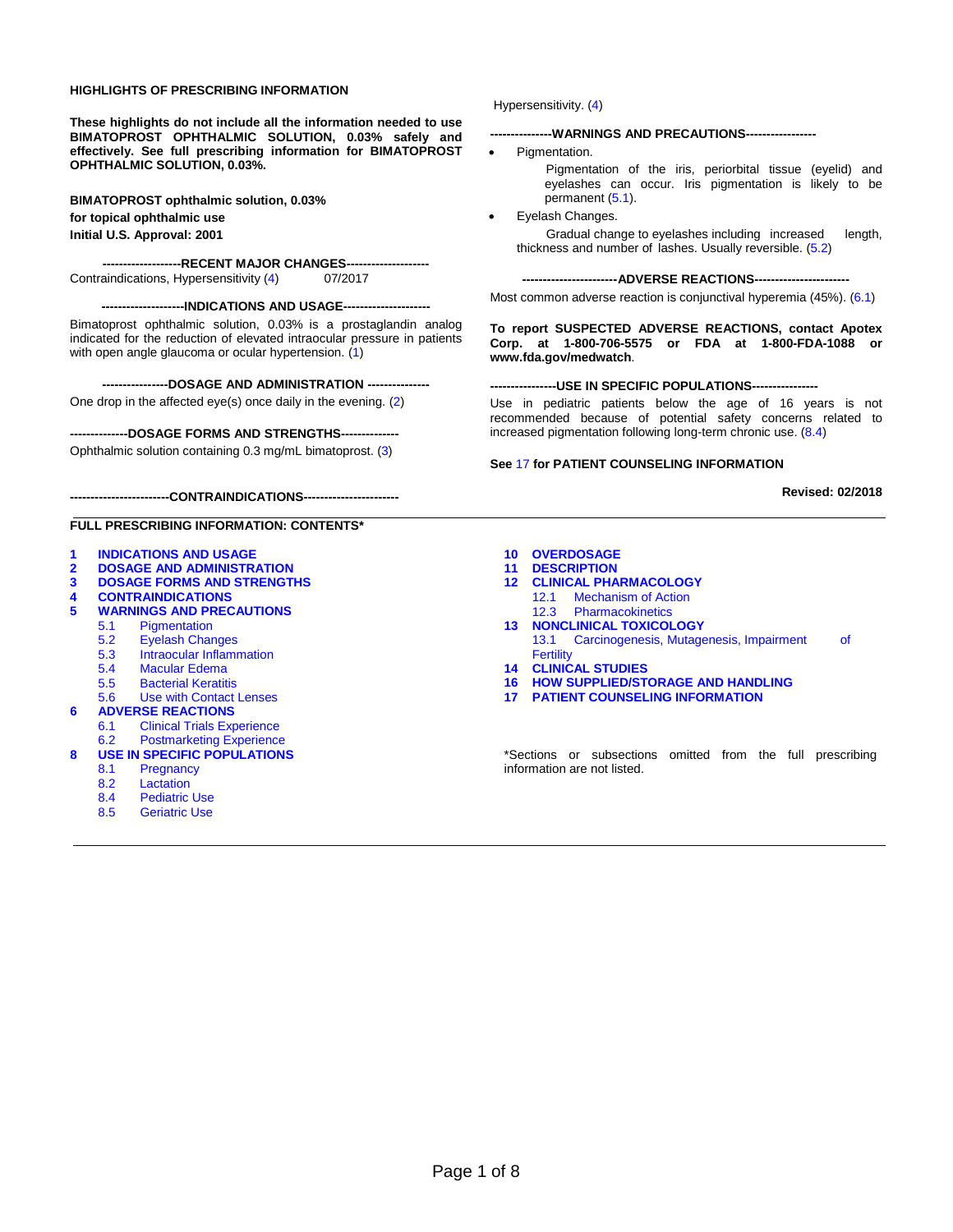**HIGHLIGHTS OF PRESCRIBING INFORMATION**

**These highlights do not include all the information needed to use BIMATOPROST OPHTHALMIC SOLUTION, 0.03% safely and effectively. See full prescribing information for BIMATOPROST OPHTHALMIC SOLUTION, 0.03%.**

**BIMATOPROST ophthalmic solution, 0.03%**
**for topical ophthalmic use**
**Initial U.S. Approval: 2001**

**--------------------RECENT MAJOR CHANGES--------------------**

Contraindications, Hypersensitivity (4) 07/2017

**--------------------INDICATIONS AND USAGE---------------------**

Bimatoprost ophthalmic solution, 0.03% is a prostaglandin analog indicated for the reduction of elevated intraocular pressure in patients with open angle glaucoma or ocular hypertension. (1)

**----------------DOSAGE AND ADMINISTRATION ---------------**

One drop in the affected eye(s) once daily in the evening. (2)

**--------------DOSAGE FORMS AND STRENGTHS--------------**

Ophthalmic solution containing 0.3 mg/mL bimatoprost. (3)

**------------------------CONTRAINDICATIONS-----------------------**

Hypersensitivity. (4)

**---------------WARNINGS AND PRECAUTIONS-----------------**

- Pigmentation.
  Pigmentation of the iris, periorbital tissue (eyelid) and eyelashes can occur. Iris pigmentation is likely to be permanent (5.1).
- Eyelash Changes.
  Gradual change to eyelashes including increased length, thickness and number of lashes. Usually reversible. (5.2)

**-----------------------ADVERSE REACTIONS-----------------------**

Most common adverse reaction is conjunctival hyperemia (45%). (6.1)

**To report SUSPECTED ADVERSE REACTIONS, contact Apotex Corp. at 1-800-706-5575 or FDA at 1-800-FDA-1088 or www.fda.gov/medwatch**.

**----------------USE IN SPECIFIC POPULATIONS----------------**

Use in pediatric patients below the age of 16 years is not recommended because of potential safety concerns related to increased pigmentation following long-term chronic use. (8.4)

**See 17 for PATIENT COUNSELING INFORMATION**

**Revised: 02/2018**

---

**FULL PRESCRIBING INFORMATION: CONTENTS***

**1 INDICATIONS AND USAGE**
**2 DOSAGE AND ADMINISTRATION**
**3 DOSAGE FORMS AND STRENGTHS**
**4 CONTRAINDICATIONS**
**5 WARNINGS AND PRECAUTIONS**
- 5.1 Pigmentation
- 5.2 Eyelash Changes
- 5.3 Intraocular Inflammation
- 5.4 Macular Edema
- 5.5 Bacterial Keratitis
- 5.6 Use with Contact Lenses

**6 ADVERSE REACTIONS**
- 6.1 Clinical Trials Experience
- 6.2 Postmarketing Experience

**8 USE IN SPECIFIC POPULATIONS**
- 8.1 Pregnancy
- 8.2 Lactation
- 8.4 Pediatric Use
- 8.5 Geriatric Use

**10 OVERDOSAGE**
**11 DESCRIPTION**
**12 CLINICAL PHARMACOLOGY**
- 12.1 Mechanism of Action
- 12.3 Pharmacokinetics

**13 NONCLINICAL TOXICOLOGY**
- 13.1 Carcinogenesis, Mutagenesis, Impairment of Fertility

**14 CLINICAL STUDIES**
**16 HOW SUPPLIED/STORAGE AND HANDLING**
**17 PATIENT COUNSELING INFORMATION**

*Sections or subsections omitted from the full prescribing information are not listed.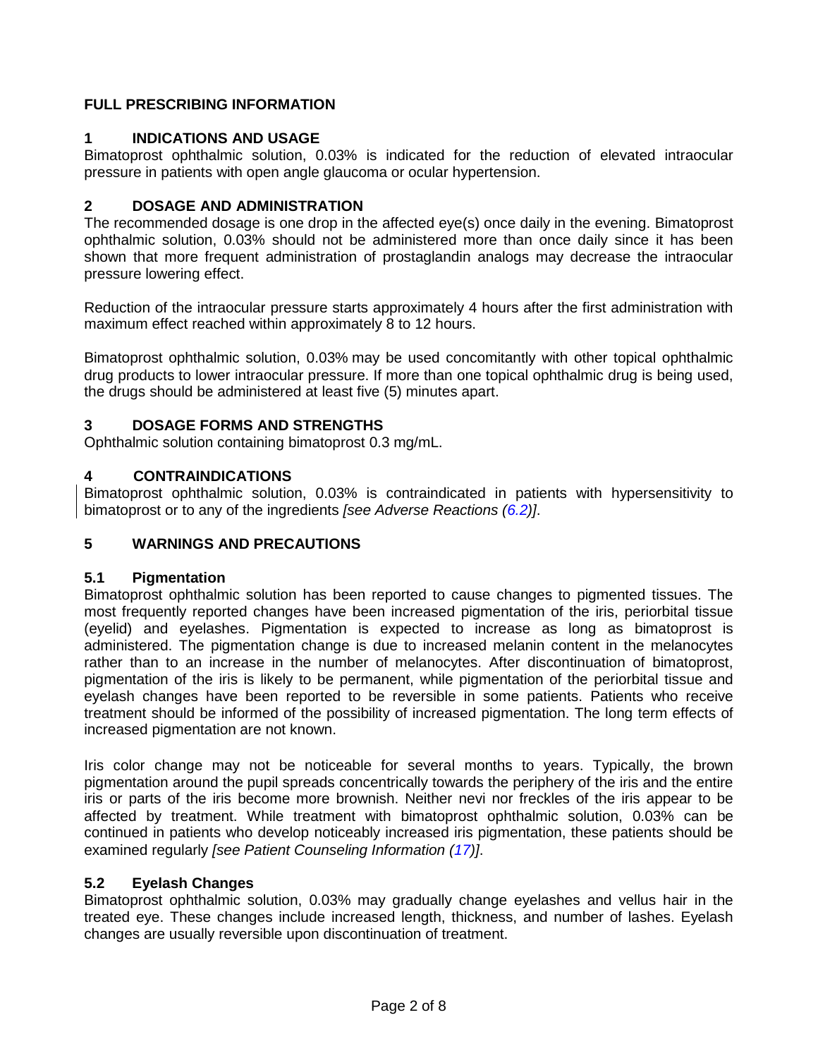# FULL PRESCRIBING INFORMATION

## 1 INDICATIONS AND USAGE

Bimatoprost ophthalmic solution, 0.03% is indicated for the reduction of elevated intraocular pressure in patients with open angle glaucoma or ocular hypertension.

## 2 DOSAGE AND ADMINISTRATION

The recommended dosage is one drop in the affected eye(s) once daily in the evening. Bimatoprost ophthalmic solution, 0.03% should not be administered more than once daily since it has been shown that more frequent administration of prostaglandin analogs may decrease the intraocular pressure lowering effect.

Reduction of the intraocular pressure starts approximately 4 hours after the first administration with maximum effect reached within approximately 8 to 12 hours.

Bimatoprost ophthalmic solution, 0.03% may be used concomitantly with other topical ophthalmic drug products to lower intraocular pressure. If more than one topical ophthalmic drug is being used, the drugs should be administered at least five (5) minutes apart.

## 3 DOSAGE FORMS AND STRENGTHS

Ophthalmic solution containing bimatoprost 0.3 mg/mL.

## 4 CONTRAINDICATIONS

Bimatoprost ophthalmic solution, 0.03% is contraindicated in patients with hypersensitivity to bimatoprost or to any of the ingredients *[see Adverse Reactions (6.2)]*.

## 5 WARNINGS AND PRECAUTIONS

### 5.1 Pigmentation

Bimatoprost ophthalmic solution has been reported to cause changes to pigmented tissues. The most frequently reported changes have been increased pigmentation of the iris, periorbital tissue (eyelid) and eyelashes. Pigmentation is expected to increase as long as bimatoprost is administered. The pigmentation change is due to increased melanin content in the melanocytes rather than to an increase in the number of melanocytes. After discontinuation of bimatoprost, pigmentation of the iris is likely to be permanent, while pigmentation of the periorbital tissue and eyelash changes have been reported to be reversible in some patients. Patients who receive treatment should be informed of the possibility of increased pigmentation. The long term effects of increased pigmentation are not known.

Iris color change may not be noticeable for several months to years. Typically, the brown pigmentation around the pupil spreads concentrically towards the periphery of the iris and the entire iris or parts of the iris become more brownish. Neither nevi nor freckles of the iris appear to be affected by treatment. While treatment with bimatoprost ophthalmic solution, 0.03% can be continued in patients who develop noticeably increased iris pigmentation, these patients should be examined regularly *[see Patient Counseling Information (17)]*.

### 5.2 Eyelash Changes

Bimatoprost ophthalmic solution, 0.03% may gradually change eyelashes and vellus hair in the treated eye. These changes include increased length, thickness, and number of lashes. Eyelash changes are usually reversible upon discontinuation of treatment.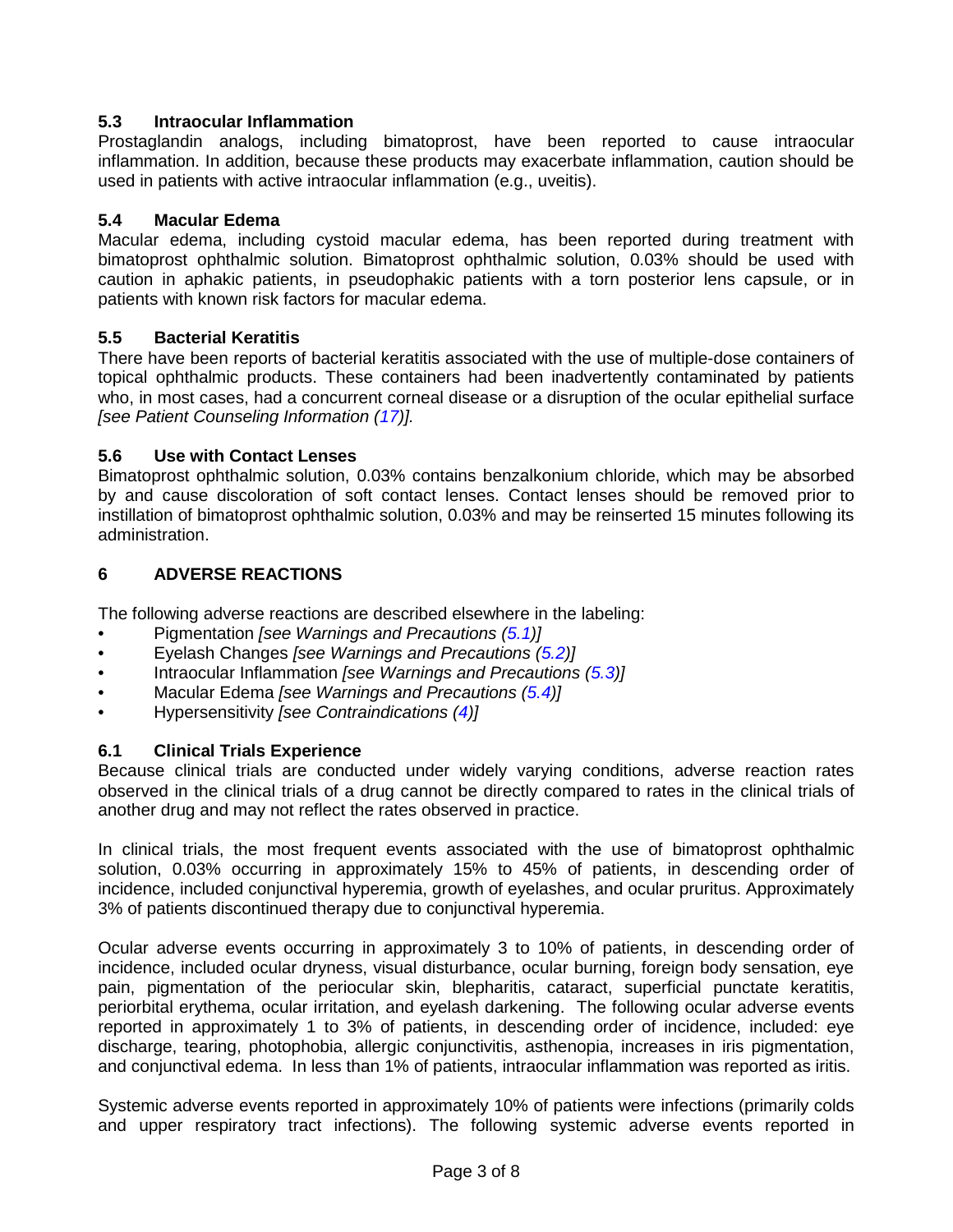### 5.3 Intraocular Inflammation

Prostaglandin analogs, including bimatoprost, have been reported to cause intraocular inflammation. In addition, because these products may exacerbate inflammation, caution should be used in patients with active intraocular inflammation (e.g., uveitis).

### 5.4 Macular Edema

Macular edema, including cystoid macular edema, has been reported during treatment with bimatoprost ophthalmic solution. Bimatoprost ophthalmic solution, 0.03% should be used with caution in aphakic patients, in pseudophakic patients with a torn posterior lens capsule, or in patients with known risk factors for macular edema.

### 5.5 Bacterial Keratitis

There have been reports of bacterial keratitis associated with the use of multiple-dose containers of topical ophthalmic products. These containers had been inadvertently contaminated by patients who, in most cases, had a concurrent corneal disease or a disruption of the ocular epithelial surface *[see Patient Counseling Information (17)]*.

### 5.6 Use with Contact Lenses

Bimatoprost ophthalmic solution, 0.03% contains benzalkonium chloride, which may be absorbed by and cause discoloration of soft contact lenses. Contact lenses should be removed prior to instillation of bimatoprost ophthalmic solution, 0.03% and may be reinserted 15 minutes following its administration.

## 6 ADVERSE REACTIONS

The following adverse reactions are described elsewhere in the labeling:

- Pigmentation *[see Warnings and Precautions (5.1)]*
- Eyelash Changes *[see Warnings and Precautions (5.2)]*
- Intraocular Inflammation *[see Warnings and Precautions (5.3)]*
- Macular Edema *[see Warnings and Precautions (5.4)]*
- Hypersensitivity *[see Contraindications (4)]*

### 6.1 Clinical Trials Experience

Because clinical trials are conducted under widely varying conditions, adverse reaction rates observed in the clinical trials of a drug cannot be directly compared to rates in the clinical trials of another drug and may not reflect the rates observed in practice.

In clinical trials, the most frequent events associated with the use of bimatoprost ophthalmic solution, 0.03% occurring in approximately 15% to 45% of patients, in descending order of incidence, included conjunctival hyperemia, growth of eyelashes, and ocular pruritus. Approximately 3% of patients discontinued therapy due to conjunctival hyperemia.

Ocular adverse events occurring in approximately 3 to 10% of patients, in descending order of incidence, included ocular dryness, visual disturbance, ocular burning, foreign body sensation, eye pain, pigmentation of the periocular skin, blepharitis, cataract, superficial punctate keratitis, periorbital erythema, ocular irritation, and eyelash darkening. The following ocular adverse events reported in approximately 1 to 3% of patients, in descending order of incidence, included: eye discharge, tearing, photophobia, allergic conjunctivitis, asthenopia, increases in iris pigmentation, and conjunctival edema. In less than 1% of patients, intraocular inflammation was reported as iritis.

Systemic adverse events reported in approximately 10% of patients were infections (primarily colds and upper respiratory tract infections). The following systemic adverse events reported in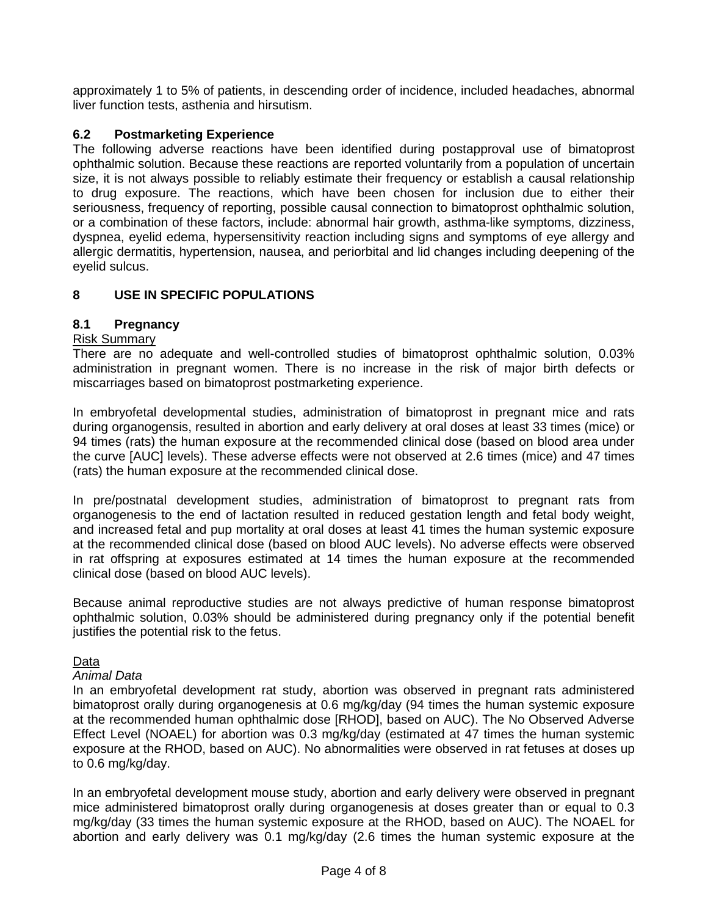approximately 1 to 5% of patients, in descending order of incidence, included headaches, abnormal liver function tests, asthenia and hirsutism.

### 6.2 Postmarketing Experience

The following adverse reactions have been identified during postapproval use of bimatoprost ophthalmic solution. Because these reactions are reported voluntarily from a population of uncertain size, it is not always possible to reliably estimate their frequency or establish a causal relationship to drug exposure. The reactions, which have been chosen for inclusion due to either their seriousness, frequency of reporting, possible causal connection to bimatoprost ophthalmic solution, or a combination of these factors, include: abnormal hair growth, asthma-like symptoms, dizziness, dyspnea, eyelid edema, hypersensitivity reaction including signs and symptoms of eye allergy and allergic dermatitis, hypertension, nausea, and periorbital and lid changes including deepening of the eyelid sulcus.

## 8 USE IN SPECIFIC POPULATIONS

### 8.1 Pregnancy

Risk Summary

There are no adequate and well-controlled studies of bimatoprost ophthalmic solution, 0.03% administration in pregnant women. There is no increase in the risk of major birth defects or miscarriages based on bimatoprost postmarketing experience.

In embryofetal developmental studies, administration of bimatoprost in pregnant mice and rats during organogensis, resulted in abortion and early delivery at oral doses at least 33 times (mice) or 94 times (rats) the human exposure at the recommended clinical dose (based on blood area under the curve [AUC] levels). These adverse effects were not observed at 2.6 times (mice) and 47 times (rats) the human exposure at the recommended clinical dose.

In pre/postnatal development studies, administration of bimatoprost to pregnant rats from organogenesis to the end of lactation resulted in reduced gestation length and fetal body weight, and increased fetal and pup mortality at oral doses at least 41 times the human systemic exposure at the recommended clinical dose (based on blood AUC levels). No adverse effects were observed in rat offspring at exposures estimated at 14 times the human exposure at the recommended clinical dose (based on blood AUC levels).

Because animal reproductive studies are not always predictive of human response bimatoprost ophthalmic solution, 0.03% should be administered during pregnancy only if the potential benefit justifies the potential risk to the fetus.

Data

*Animal Data*

In an embryofetal development rat study, abortion was observed in pregnant rats administered bimatoprost orally during organogenesis at 0.6 mg/kg/day (94 times the human systemic exposure at the recommended human ophthalmic dose [RHOD], based on AUC). The No Observed Adverse Effect Level (NOAEL) for abortion was 0.3 mg/kg/day (estimated at 47 times the human systemic exposure at the RHOD, based on AUC). No abnormalities were observed in rat fetuses at doses up to 0.6 mg/kg/day.

In an embryofetal development mouse study, abortion and early delivery were observed in pregnant mice administered bimatoprost orally during organogenesis at doses greater than or equal to 0.3 mg/kg/day (33 times the human systemic exposure at the RHOD, based on AUC). The NOAEL for abortion and early delivery was 0.1 mg/kg/day (2.6 times the human systemic exposure at the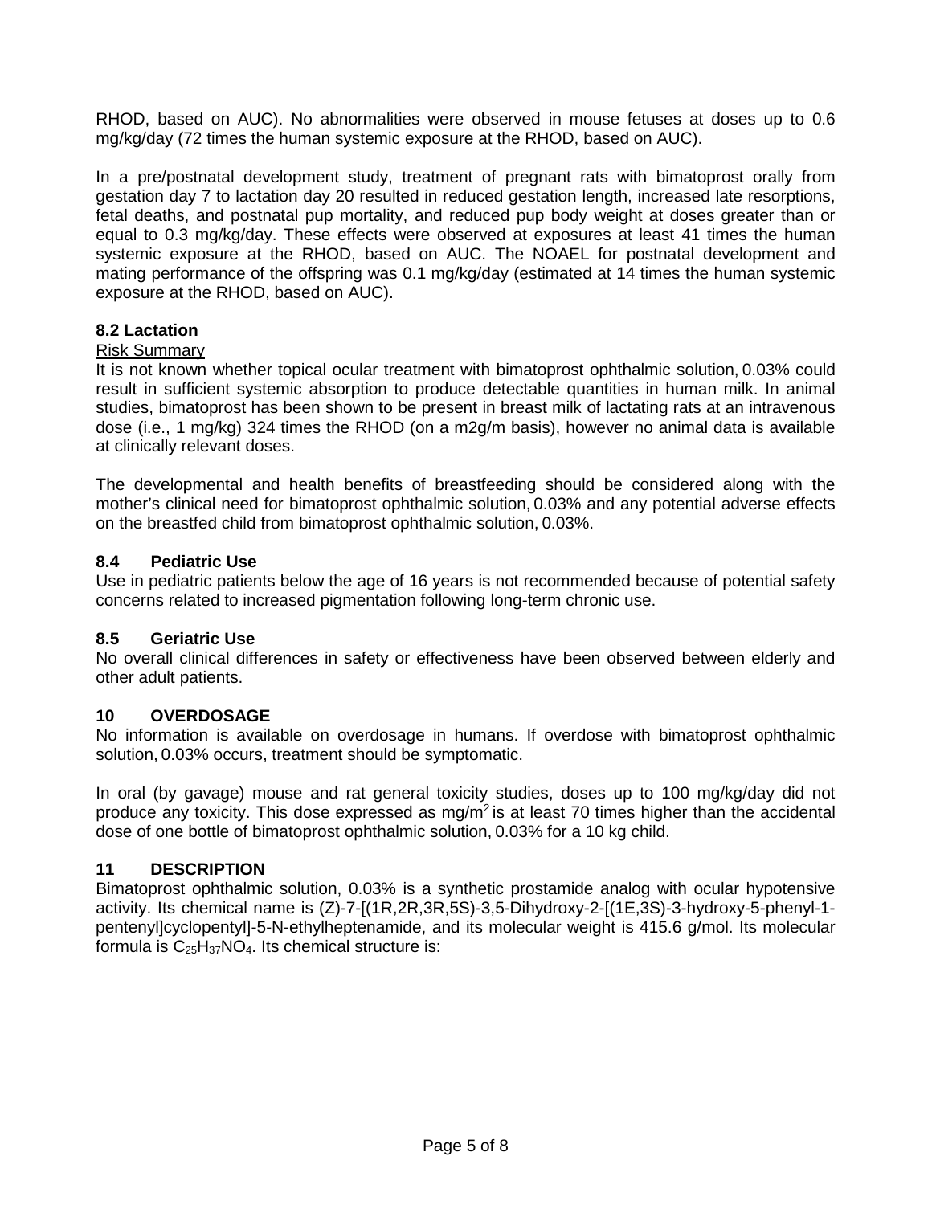RHOD, based on AUC). No abnormalities were observed in mouse fetuses at doses up to 0.6 mg/kg/day (72 times the human systemic exposure at the RHOD, based on AUC).

In a pre/postnatal development study, treatment of pregnant rats with bimatoprost orally from gestation day 7 to lactation day 20 resulted in reduced gestation length, increased late resorptions, fetal deaths, and postnatal pup mortality, and reduced pup body weight at doses greater than or equal to 0.3 mg/kg/day. These effects were observed at exposures at least 41 times the human systemic exposure at the RHOD, based on AUC. The NOAEL for postnatal development and mating performance of the offspring was 0.1 mg/kg/day (estimated at 14 times the human systemic exposure at the RHOD, based on AUC).

### 8.2 Lactation

Risk Summary

It is not known whether topical ocular treatment with bimatoprost ophthalmic solution, 0.03% could result in sufficient systemic absorption to produce detectable quantities in human milk. In animal studies, bimatoprost has been shown to be present in breast milk of lactating rats at an intravenous dose (i.e., 1 mg/kg) 324 times the RHOD (on a m2g/m basis), however no animal data is available at clinically relevant doses.

The developmental and health benefits of breastfeeding should be considered along with the mother's clinical need for bimatoprost ophthalmic solution, 0.03% and any potential adverse effects on the breastfed child from bimatoprost ophthalmic solution, 0.03%.

### 8.4 Pediatric Use

Use in pediatric patients below the age of 16 years is not recommended because of potential safety concerns related to increased pigmentation following long-term chronic use.

### 8.5 Geriatric Use

No overall clinical differences in safety or effectiveness have been observed between elderly and other adult patients.

## 10 OVERDOSAGE

No information is available on overdosage in humans. If overdose with bimatoprost ophthalmic solution, 0.03% occurs, treatment should be symptomatic.

In oral (by gavage) mouse and rat general toxicity studies, doses up to 100 mg/kg/day did not produce any toxicity. This dose expressed as $mg/m^2$ is at least 70 times higher than the accidental dose of one bottle of bimatoprost ophthalmic solution, 0.03% for a 10 kg child.

## 11 DESCRIPTION

Bimatoprost ophthalmic solution, 0.03% is a synthetic prostamide analog with ocular hypotensive activity. Its chemical name is (Z)-7-[(1R,2R,3R,5S)-3,5-Dihydroxy-2-[(1E,3S)-3-hydroxy-5-phenyl-1-pentenyl]cyclopentyl]-5-N-ethylheptenamide, and its molecular weight is 415.6 g/mol. Its molecular formula is $C_{25}H_{37}NO_4$. Its chemical structure is: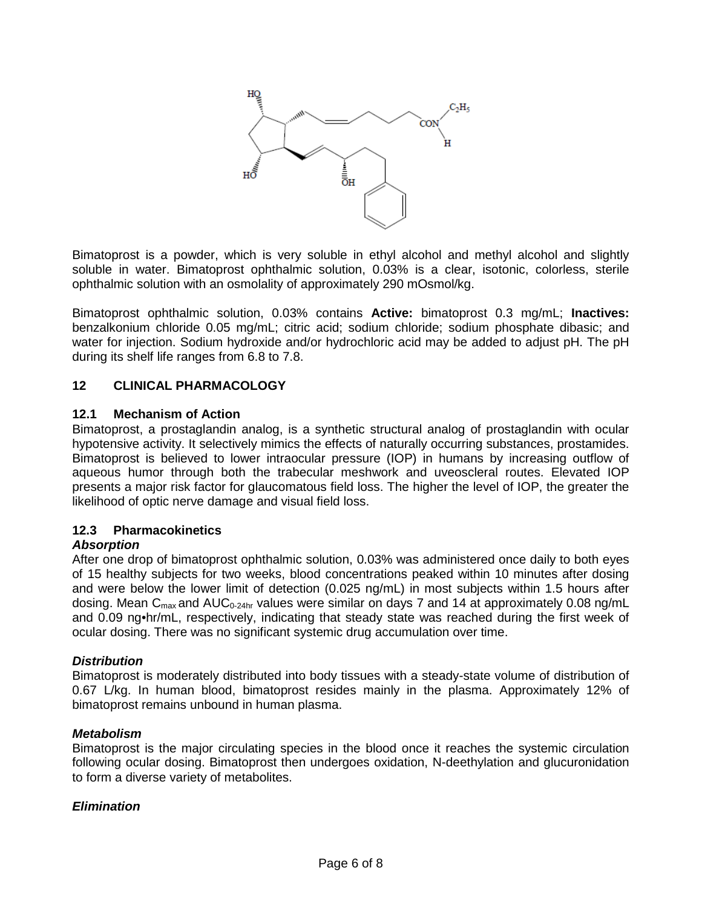Bimatoprost is a powder, which is very soluble in ethyl alcohol and methyl alcohol and slightly soluble in water. Bimatoprost ophthalmic solution, 0.03% is a clear, isotonic, colorless, sterile ophthalmic solution with an osmolality of approximately 290 mOsmol/kg.

Bimatoprost ophthalmic solution, 0.03% contains **Active:** bimatoprost 0.3 mg/mL; **Inactives:** benzalkonium chloride 0.05 mg/mL; citric acid; sodium chloride; sodium phosphate dibasic; and water for injection. Sodium hydroxide and/or hydrochloric acid may be added to adjust pH. The pH during its shelf life ranges from 6.8 to 7.8.

## 12 CLINICAL PHARMACOLOGY

### 12.1 Mechanism of Action

Bimatoprost, a prostaglandin analog, is a synthetic structural analog of prostaglandin with ocular hypotensive activity. It selectively mimics the effects of naturally occurring substances, prostamides. Bimatoprost is believed to lower intraocular pressure (IOP) in humans by increasing outflow of aqueous humor through both the trabecular meshwork and uveoscleral routes. Elevated IOP presents a major risk factor for glaucomatous field loss. The higher the level of IOP, the greater the likelihood of optic nerve damage and visual field loss.

### 12.3 Pharmacokinetics

***Absorption***

After one drop of bimatoprost ophthalmic solution, 0.03% was administered once daily to both eyes of 15 healthy subjects for two weeks, blood concentrations peaked within 10 minutes after dosing and were below the lower limit of detection (0.025 ng/mL) in most subjects within 1.5 hours after dosing. Mean $C_{max}$ and $AUC_{0\text{-}24hr}$ values were similar on days 7 and 14 at approximately 0.08 ng/mL and 0.09 ng•hr/mL, respectively, indicating that steady state was reached during the first week of ocular dosing. There was no significant systemic drug accumulation over time.

***Distribution***

Bimatoprost is moderately distributed into body tissues with a steady-state volume of distribution of 0.67 L/kg. In human blood, bimatoprost resides mainly in the plasma. Approximately 12% of bimatoprost remains unbound in human plasma.

***Metabolism***

Bimatoprost is the major circulating species in the blood once it reaches the systemic circulation following ocular dosing. Bimatoprost then undergoes oxidation, N-deethylation and glucuronidation to form a diverse variety of metabolites.

***Elimination***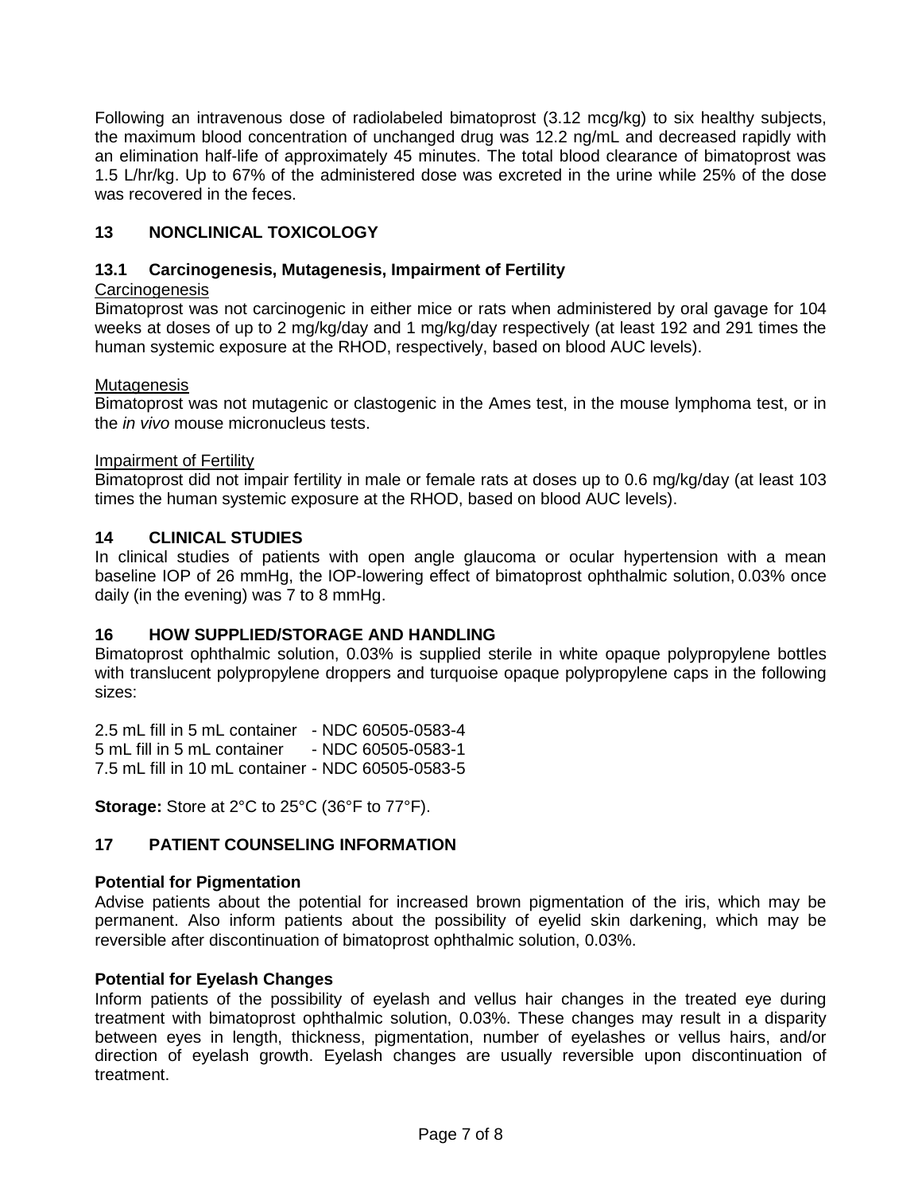Following an intravenous dose of radiolabeled bimatoprost (3.12 mcg/kg) to six healthy subjects, the maximum blood concentration of unchanged drug was 12.2 ng/mL and decreased rapidly with an elimination half-life of approximately 45 minutes. The total blood clearance of bimatoprost was 1.5 L/hr/kg. Up to 67% of the administered dose was excreted in the urine while 25% of the dose was recovered in the feces.

## 13 NONCLINICAL TOXICOLOGY

### 13.1 Carcinogenesis, Mutagenesis, Impairment of Fertility

Carcinogenesis

Bimatoprost was not carcinogenic in either mice or rats when administered by oral gavage for 104 weeks at doses of up to 2 mg/kg/day and 1 mg/kg/day respectively (at least 192 and 291 times the human systemic exposure at the RHOD, respectively, based on blood AUC levels).

Mutagenesis

Bimatoprost was not mutagenic or clastogenic in the Ames test, in the mouse lymphoma test, or in the *in vivo* mouse micronucleus tests.

Impairment of Fertility

Bimatoprost did not impair fertility in male or female rats at doses up to 0.6 mg/kg/day (at least 103 times the human systemic exposure at the RHOD, based on blood AUC levels).

## 14 CLINICAL STUDIES

In clinical studies of patients with open angle glaucoma or ocular hypertension with a mean baseline IOP of 26 mmHg, the IOP-lowering effect of bimatoprost ophthalmic solution, 0.03% once daily (in the evening) was 7 to 8 mmHg.

## 16 HOW SUPPLIED/STORAGE AND HANDLING

Bimatoprost ophthalmic solution, 0.03% is supplied sterile in white opaque polypropylene bottles with translucent polypropylene droppers and turquoise opaque polypropylene caps in the following sizes:

2.5 mL fill in 5 mL container - NDC 60505-0583-4
5 mL fill in 5 mL container - NDC 60505-0583-1
7.5 mL fill in 10 mL container - NDC 60505-0583-5

**Storage:** Store at 2°C to 25°C (36°F to 77°F).

## 17 PATIENT COUNSELING INFORMATION

**Potential for Pigmentation**

Advise patients about the potential for increased brown pigmentation of the iris, which may be permanent. Also inform patients about the possibility of eyelid skin darkening, which may be reversible after discontinuation of bimatoprost ophthalmic solution, 0.03%.

**Potential for Eyelash Changes**

Inform patients of the possibility of eyelash and vellus hair changes in the treated eye during treatment with bimatoprost ophthalmic solution, 0.03%. These changes may result in a disparity between eyes in length, thickness, pigmentation, number of eyelashes or vellus hairs, and/or direction of eyelash growth. Eyelash changes are usually reversible upon discontinuation of treatment.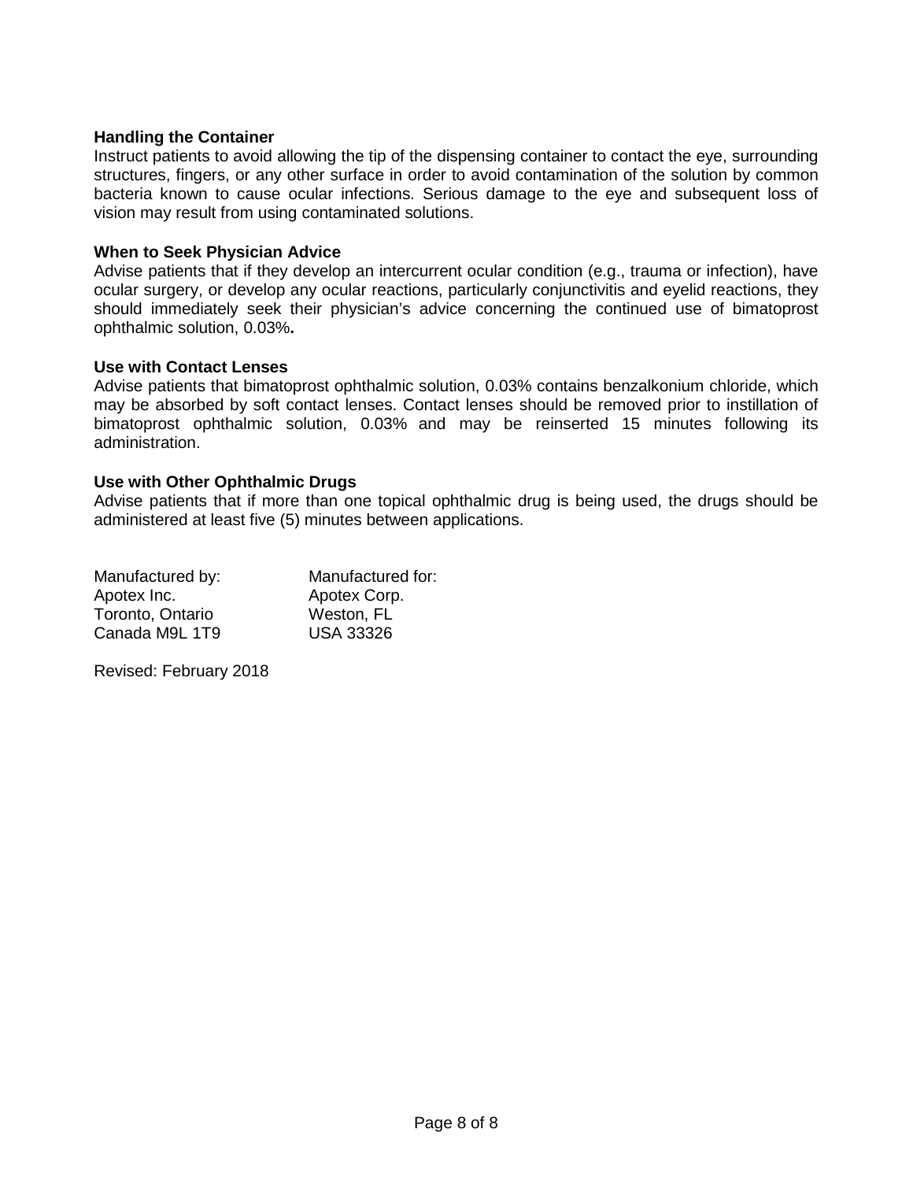**Handling the Container**

Instruct patients to avoid allowing the tip of the dispensing container to contact the eye, surrounding structures, fingers, or any other surface in order to avoid contamination of the solution by common bacteria known to cause ocular infections. Serious damage to the eye and subsequent loss of vision may result from using contaminated solutions.

**When to Seek Physician Advice**

Advise patients that if they develop an intercurrent ocular condition (e.g., trauma or infection), have ocular surgery, or develop any ocular reactions, particularly conjunctivitis and eyelid reactions, they should immediately seek their physician's advice concerning the continued use of bimatoprost ophthalmic solution, 0.03%**.**

**Use with Contact Lenses**

Advise patients that bimatoprost ophthalmic solution, 0.03% contains benzalkonium chloride, which may be absorbed by soft contact lenses. Contact lenses should be removed prior to instillation of bimatoprost ophthalmic solution, 0.03% and may be reinserted 15 minutes following its administration.

**Use with Other Ophthalmic Drugs**

Advise patients that if more than one topical ophthalmic drug is being used, the drugs should be administered at least five (5) minutes between applications.

| | |
|---|---|
| Manufactured by: | Manufactured for: |
| Apotex Inc. | Apotex Corp. |
| Toronto, Ontario | Weston, FL |
| Canada M9L 1T9 | USA 33326 |

Revised: February 2018